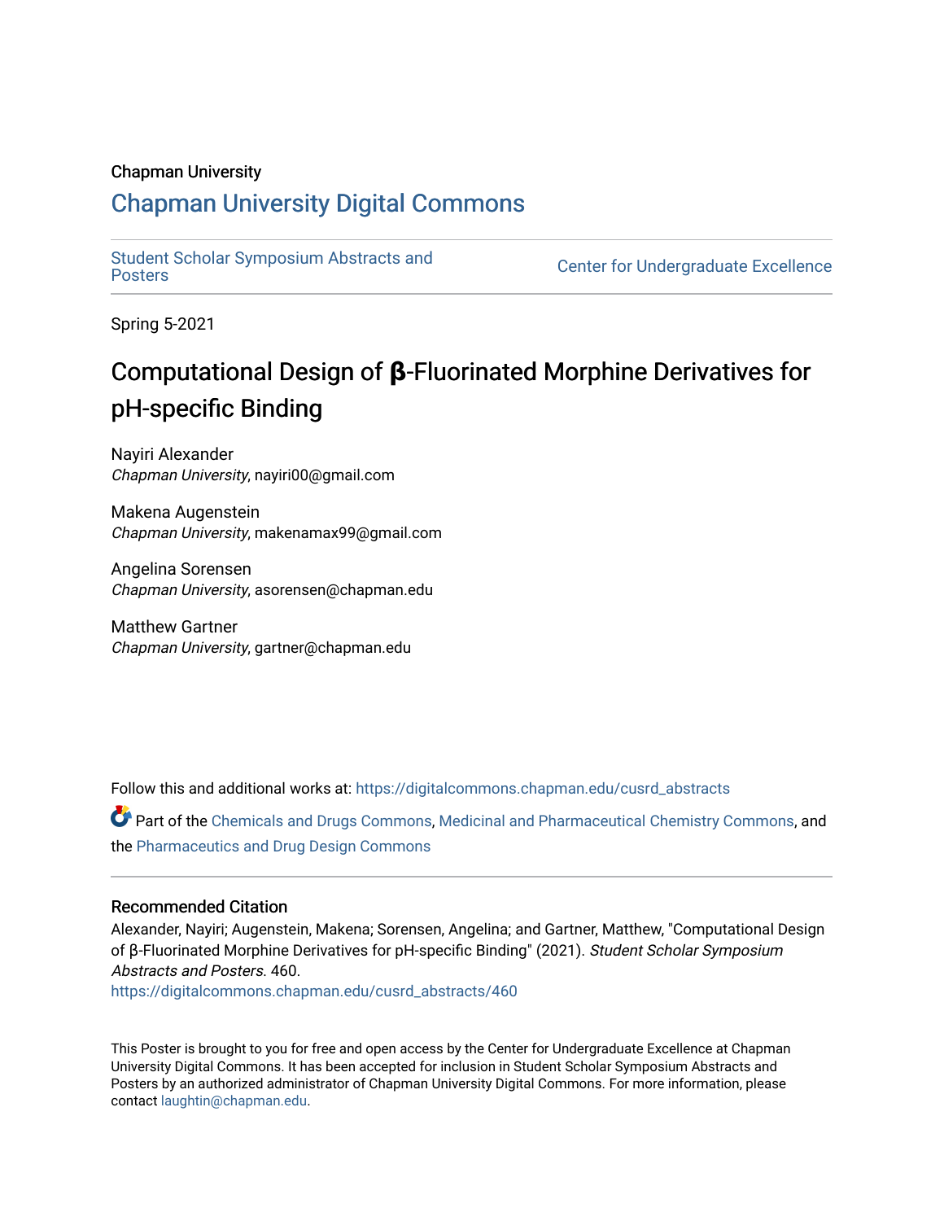Chapman University

## Chapman University Digital Commons

Student Scholar Symposium Abstracts and Posters

Center for Undergraduate Excellence

Spring 5-2021

# Computational Design of β-Fluorinated Morphine Derivatives for pH-specific Binding

Nayiri Alexander
*Chapman University*, nayiri00@gmail.com

Makena Augenstein
*Chapman University*, makenamax99@gmail.com

Angelina Sorensen
*Chapman University*, asorensen@chapman.edu

Matthew Gartner
*Chapman University*, gartner@chapman.edu

Follow this and additional works at: https://digitalcommons.chapman.edu/cusrd_abstracts

Part of the Chemicals and Drugs Commons, Medicinal and Pharmaceutical Chemistry Commons, and the Pharmaceutics and Drug Design Commons

### Recommended Citation

Alexander, Nayiri; Augenstein, Makena; Sorensen, Angelina; and Gartner, Matthew, "Computational Design of β-Fluorinated Morphine Derivatives for pH-specific Binding" (2021). *Student Scholar Symposium Abstracts and Posters*. 460.
https://digitalcommons.chapman.edu/cusrd_abstracts/460

This Poster is brought to you for free and open access by the Center for Undergraduate Excellence at Chapman University Digital Commons. It has been accepted for inclusion in Student Scholar Symposium Abstracts and Posters by an authorized administrator of Chapman University Digital Commons. For more information, please contact laughtin@chapman.edu.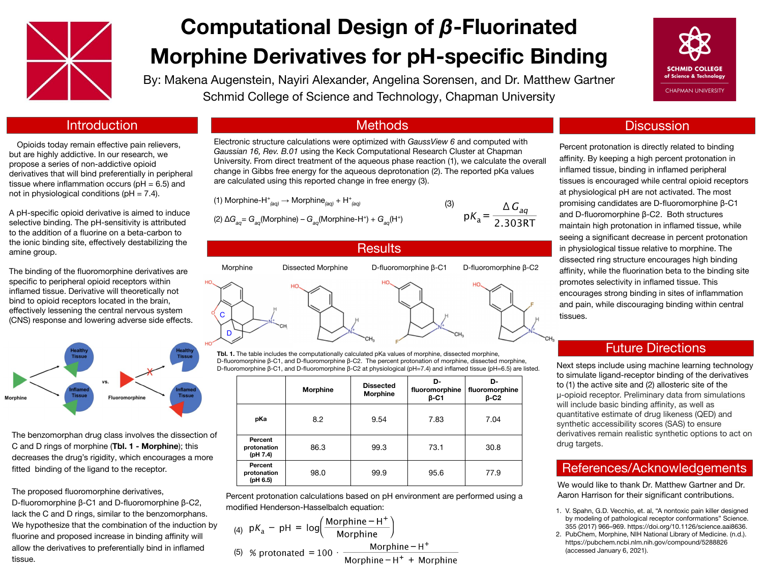# Computational Design of β-Fluorinated Morphine Derivatives for pH-specific Binding

By: Makena Augenstein, Nayiri Alexander, Angelina Sorensen, and Dr. Matthew Gartner

Schmid College of Science and Technology, Chapman University

## Introduction

Opioids today remain effective pain relievers, but are highly addictive. In our research, we propose a series of non-addictive opioid derivatives that will bind preferentially in peripheral tissue where inflammation occurs (pH = 6.5) and not in physiological conditions (pH = 7.4).

A pH-specific opioid derivative is aimed to induce selective binding. The pH-sensitivity is attributed to the addition of a fluorine on a beta-carbon to the ionic binding site, effectively destabilizing the amine group.

The binding of the fluoromorphine derivatives are specific to peripheral opioid receptors within inflamed tissue. Derivative will theoretically not bind to opioid receptors located in the brain, effectively lessening the central nervous system (CNS) response and lowering adverse side effects.

Healthy Tissue
Inflamed Tissue
Morphine
vs.
Healthy Tissue
Inflamed Tissue
Fluoromorphine

The benzomorphan drug class involves the dissection of C and D rings of morphine (**Tbl. 1 - Morphine**); this decreases the drug's rigidity, which encourages a more fitted binding of the ligand to the receptor.

The proposed fluoromorphine derivatives, D-fluoromorphine β-C1 and D-fluoromorphine β-C2, lack the C and D rings, similar to the benzomorphans. We hypothesize that the combination of the induction by fluorine and proposed increase in binding affinity will allow the derivatives to preferentially bind in inflamed tissue.

## Methods

Electronic structure calculations were optimized with *GaussView 6* and computed with *Gaussian 16, Rev. B.01* using the Keck Computational Research Cluster at Chapman University. From direct treatment of the aqueous phase reaction (1), we calculate the overall change in Gibbs free energy for the aqueous deprotonation (2). The reported pKa values are calculated using this reported change in free energy (3).

(1) $\text{Morphine-H}^+_{(aq)} \rightarrow \text{Morphine}_{(aq)} + \text{H}^+_{(aq)}$

(2) $\Delta G_{aq} = G_{aq}(\text{Morphine}) - G_{aq}(\text{Morphine-H}^+) + G_{aq}(\text{H}^+)$

(3) $$pK_a = \frac{\Delta G_{aq}}{2.303RT}$$

## Results

Morphine | Dissected Morphine | D-fluoromorphine β-C1 | D-fluoromorphine β-C2

**Tbl. 1.** The table includes the computationally calculated pKa values of morphine, dissected morphine, D-fluoromorphine β-C1, and D-fluoromorphine β-C2. The percent protonation of morphine, dissected morphine, D-fluoromorphine β-C1, and D-fluoromorphine β-C2 at physiological (pH=7.4) and inflamed tissue (pH=6.5) are listed.

| | Morphine | Dissected Morphine | D-fluoromorphine β-C1 | D-fluoromorphine β-C2 |
|---|---|---|---|---|
| pKa | 8.2 | 9.54 | 7.83 | 7.04 |
| Percent protonation (pH 7.4) | 86.3 | 99.3 | 73.1 | 30.8 |
| Percent protonation (pH 6.5) | 98.0 | 99.9 | 95.6 | 77.9 |

Percent protonation calculations based on pH environment are performed using a modified Henderson-Hasselbalch equation:

(4) $$pK_a - pH = \log\left(\frac{\text{Morphine}-\text{H}^+}{\text{Morphine}}\right)$$

(5) $$\%\ \text{protonated} = 100 \cdot \frac{\text{Morphine}-\text{H}^+}{\text{Morphine}-\text{H}^+ + \text{Morphine}}$$

## Discussion

Percent protonation is directly related to binding affinity. By keeping a high percent protonation in inflamed tissue, binding in inflamed peripheral tissues is encouraged while central opioid receptors at physiological pH are not activated. The most promising candidates are D-fluoromorphine β-C1 and D-fluoromorphine β-C2. Both structures maintain high protonation in inflamed tissue, while seeing a significant decrease in percent protonation in physiological tissue relative to morphine. The dissected ring structure encourages high binding affinity, while the fluorination beta to the binding site promotes selectivity in inflamed tissue. This encourages strong binding in sites of inflammation and pain, while discouraging binding within central tissues.

## Future Directions

Next steps include using machine learning technology to simulate ligand-receptor binding of the derivatives to (1) the active site and (2) allosteric site of the μ-opioid receptor. Preliminary data from simulations will include basic binding affinity, as well as quantitative estimate of drug likeness (QED) and synthetic accessibility scores (SAS) to ensure derivatives remain realistic synthetic options to act on drug targets.

## References/Acknowledgements

We would like to thank Dr. Matthew Gartner and Dr. Aaron Harrison for their significant contributions.

1. V. Spahn, G.D. Vecchio, et. al, "A nontoxic pain killer designed by modeling of pathological receptor conformations" Science. 355 (2017) 966–969. https://doi.org/10.1126/science.aai8636.
2. PubChem, Morphine, NIH National Library of Medicine. (n.d.). https://pubchem.ncbi.nlm.nih.gov/compound/5288826 (accessed January 6, 2021).